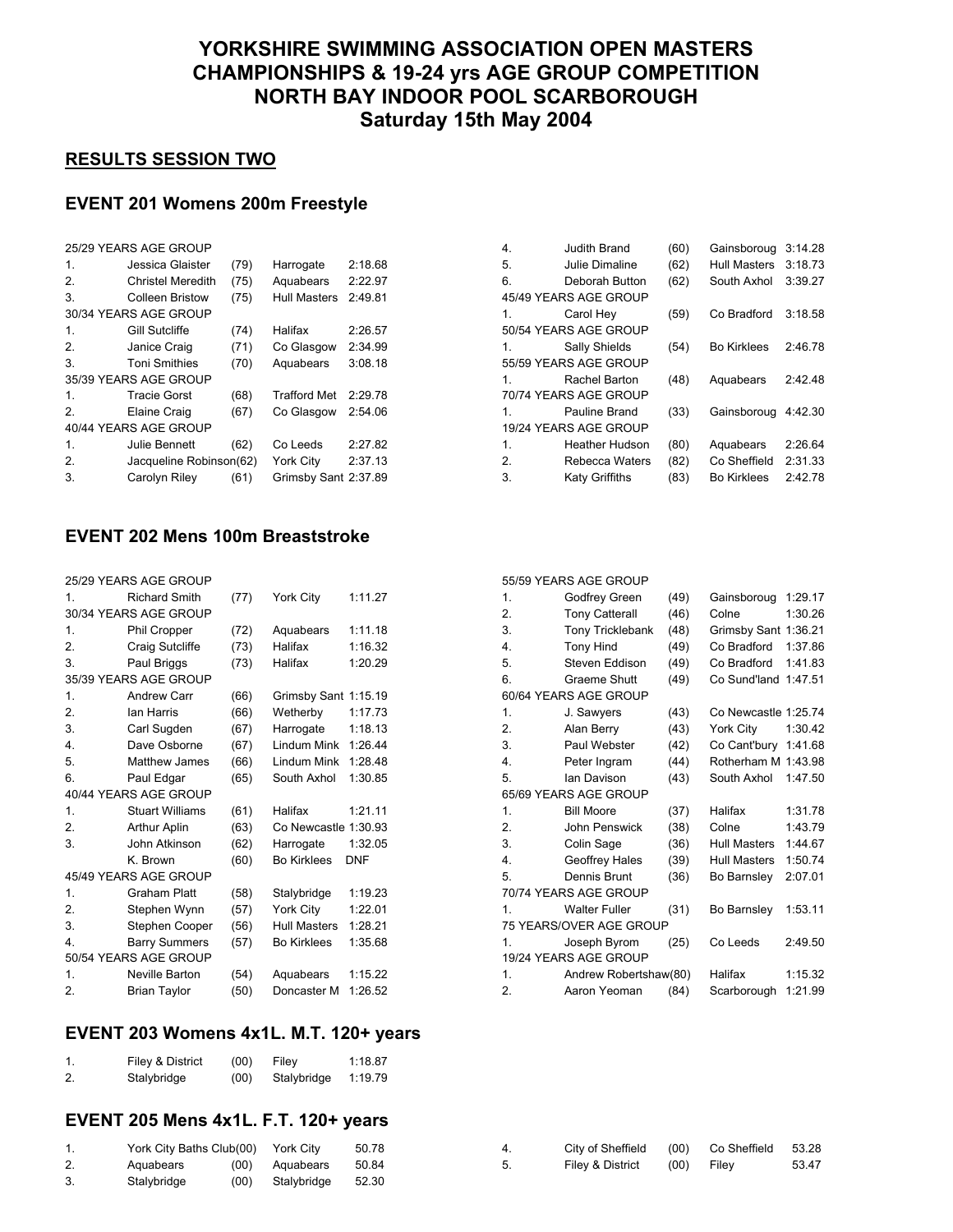# YORKSHIRE SWIMMING ASSOCIATION OPEN MASTERS CHAMPIONSHIPS & 19-24 yrs AGE GROUP COMPETITION NORTH BAY INDOOR POOL SCARBOROUGH Saturday 15th May 2004

## RESULTS SESSION TWO

### EVENT 201 Womens 200m Freestyle

| | | | | |
|---|---|---|---|---|
| 25/29 YEARS AGE GROUP | | | | |
| 1. | Jessica Glaister | (79) | Harrogate | 2:18.68 |
| 2. | Christel Meredith | (75) | Aquabears | 2:22.97 |
| 3. | Colleen Bristow | (75) | Hull Masters | 2:49.81 |
| 30/34 YEARS AGE GROUP | | | | |
| 1. | Gill Sutcliffe | (74) | Halifax | 2:26.57 |
| 2. | Janice Craig | (71) | Co Glasgow | 2:34.99 |
| 3. | Toni Smithies | (70) | Aquabears | 3:08.18 |
| 35/39 YEARS AGE GROUP | | | | |
| 1. | Tracie Gorst | (68) | Trafford Met | 2:29.78 |
| 2. | Elaine Craig | (67) | Co Glasgow | 2:54.06 |
| 40/44 YEARS AGE GROUP | | | | |
| 1. | Julie Bennett | (62) | Co Leeds | 2:27.82 |
| 2. | Jacqueline Robinson | (62) | York City | 2:37.13 |
| 3. | Carolyn Riley | (61) | Grimsby Sant | 2:37.89 |
| 4. | Judith Brand | (60) | Gainsboroug | 3:14.28 |
| 5. | Julie Dimaline | (62) | Hull Masters | 3:18.73 |
| 6. | Deborah Button | (62) | South Axhol | 3:39.27 |
| 45/49 YEARS AGE GROUP | | | | |
| 1. | Carol Hey | (59) | Co Bradford | 3:18.58 |
| 50/54 YEARS AGE GROUP | | | | |
| 1. | Sally Shields | (54) | Bo Kirklees | 2:46.78 |
| 55/59 YEARS AGE GROUP | | | | |
| 1. | Rachel Barton | (48) | Aquabears | 2:42.48 |
| 70/74 YEARS AGE GROUP | | | | |
| 1. | Pauline Brand | (33) | Gainsboroug | 4:42.30 |
| 19/24 YEARS AGE GROUP | | | | |
| 1. | Heather Hudson | (80) | Aquabears | 2:26.64 |
| 2. | Rebecca Waters | (82) | Co Sheffield | 2:31.33 |
| 3. | Katy Griffiths | (83) | Bo Kirklees | 2:42.78 |

### EVENT 202 Mens 100m Breaststroke

| | | | | |
|---|---|---|---|---|
| 25/29 YEARS AGE GROUP | | | | |
| 1. | Richard Smith | (77) | York City | 1:11.27 |
| 30/34 YEARS AGE GROUP | | | | |
| 1. | Phil Cropper | (72) | Aquabears | 1:11.18 |
| 2. | Craig Sutcliffe | (73) | Halifax | 1:16.32 |
| 3. | Paul Briggs | (73) | Halifax | 1:20.29 |
| 35/39 YEARS AGE GROUP | | | | |
| 1. | Andrew Carr | (66) | Grimsby Sant | 1:15.19 |
| 2. | Ian Harris | (66) | Wetherby | 1:17.73 |
| 3. | Carl Sugden | (67) | Harrogate | 1:18.13 |
| 4. | Dave Osborne | (67) | Lindum Mink | 1:26.44 |
| 5. | Matthew James | (66) | Lindum Mink | 1:28.48 |
| 6. | Paul Edgar | (65) | South Axhol | 1:30.85 |
| 40/44 YEARS AGE GROUP | | | | |
| 1. | Stuart Williams | (61) | Halifax | 1:21.11 |
| 2. | Arthur Aplin | (63) | Co Newcastle | 1:30.93 |
| 3. | John Atkinson | (62) | Harrogate | 1:32.05 |
| | K. Brown | (60) | Bo Kirklees | DNF |
| 45/49 YEARS AGE GROUP | | | | |
| 1. | Graham Platt | (58) | Stalybridge | 1:19.23 |
| 2. | Stephen Wynn | (57) | York City | 1:22.01 |
| 3. | Stephen Cooper | (56) | Hull Masters | 1:28.21 |
| 4. | Barry Summers | (57) | Bo Kirklees | 1:35.68 |
| 50/54 YEARS AGE GROUP | | | | |
| 1. | Neville Barton | (54) | Aquabears | 1:15.22 |
| 2. | Brian Taylor | (50) | Doncaster M | 1:26.52 |
| 55/59 YEARS AGE GROUP | | | | |
| 1. | Godfrey Green | (49) | Gainsboroug | 1:29.17 |
| 2. | Tony Catterall | (46) | Colne | 1:30.26 |
| 3. | Tony Tricklebank | (48) | Grimsby Sant | 1:36.21 |
| 4. | Tony Hind | (49) | Co Bradford | 1:37.86 |
| 5. | Steven Eddison | (49) | Co Bradford | 1:41.83 |
| 6. | Graeme Shutt | (49) | Co Sund'land | 1:47.51 |
| 60/64 YEARS AGE GROUP | | | | |
| 1. | J. Sawyers | (43) | Co Newcastle | 1:25.74 |
| 2. | Alan Berry | (43) | York City | 1:30.42 |
| 3. | Paul Webster | (42) | Co Cant'bury | 1:41.68 |
| 4. | Peter Ingram | (44) | Rotherham M | 1:43.98 |
| 5. | Ian Davison | (43) | South Axhol | 1:47.50 |
| 65/69 YEARS AGE GROUP | | | | |
| 1. | Bill Moore | (37) | Halifax | 1:31.78 |
| 2. | John Penswick | (38) | Colne | 1:43.79 |
| 3. | Colin Sage | (36) | Hull Masters | 1:44.67 |
| 4. | Geoffrey Hales | (39) | Hull Masters | 1:50.74 |
| 5. | Dennis Brunt | (36) | Bo Barnsley | 2:07.01 |
| 70/74 YEARS AGE GROUP | | | | |
| 1. | Walter Fuller | (31) | Bo Barnsley | 1:53.11 |
| 75 YEARS/OVER AGE GROUP | | | | |
| 1. | Joseph Byrom | (25) | Co Leeds | 2:49.50 |
| 19/24 YEARS AGE GROUP | | | | |
| 1. | Andrew Robertshaw | (80) | Halifax | 1:15.32 |
| 2. | Aaron Yeoman | (84) | Scarborough | 1:21.99 |

### EVENT 203 Womens 4x1L. M.T. 120+ years

| | | | | |
|---|---|---|---|---|
| 1. | Filey & District | (00) | Filey | 1:18.87 |
| 2. | Stalybridge | (00) | Stalybridge | 1:19.79 |

### EVENT 205 Mens 4x1L. F.T. 120+ years

| | | | | |
|---|---|---|---|---|
| 1. | York City Baths Club | (00) | York City | 50.78 |
| 2. | Aquabears | (00) | Aquabears | 50.84 |
| 3. | Stalybridge | (00) | Stalybridge | 52.30 |
| 4. | City of Sheffield | (00) | Co Sheffield | 53.28 |
| 5. | Filey & District | (00) | Filey | 53.47 |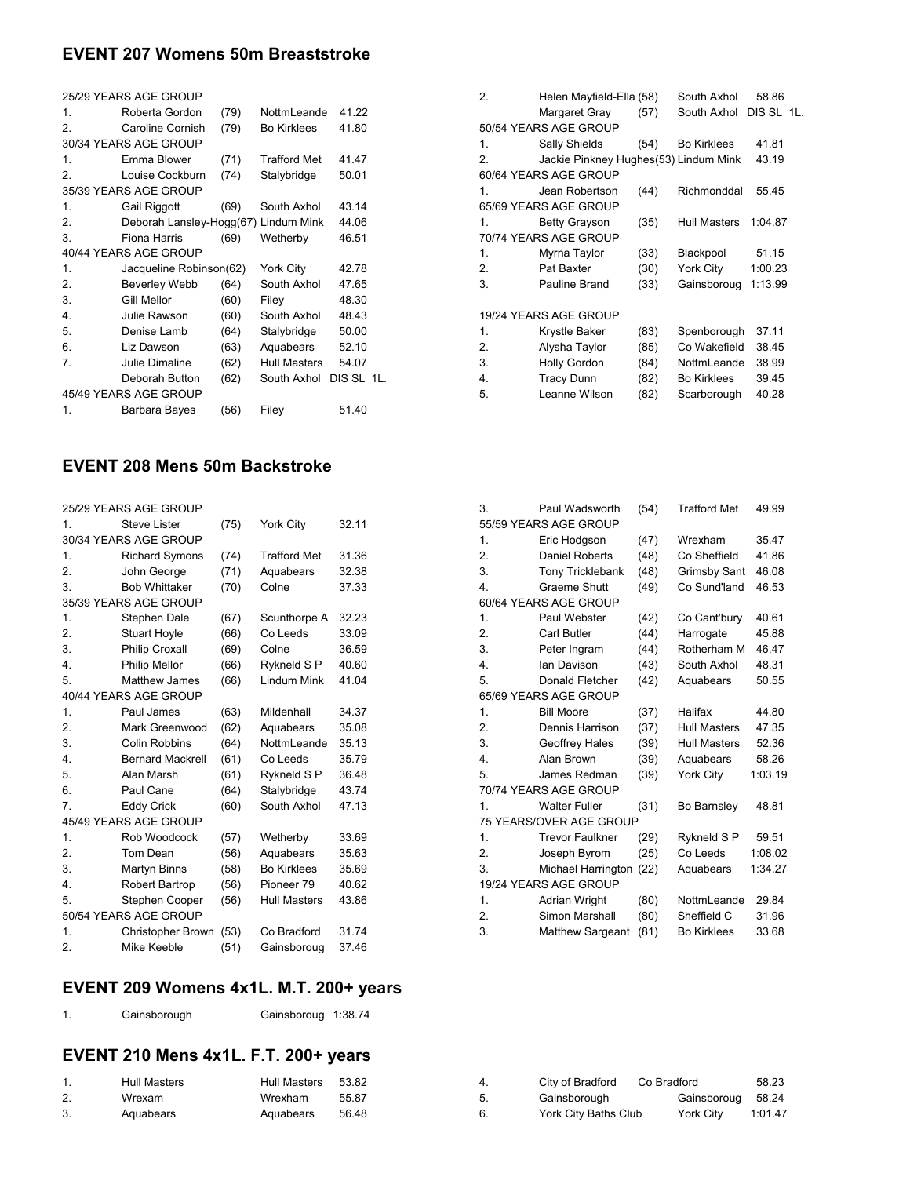## EVENT 207 Womens 50m Breaststroke

| | | | | |
|---|---|---|---|---|
| 25/29 YEARS AGE GROUP | | | | |
| 1. | Roberta Gordon | (79) | NottmLeande | 41.22 |
| 2. | Caroline Cornish | (79) | Bo Kirklees | 41.80 |
| 30/34 YEARS AGE GROUP | | | | |
| 1. | Emma Blower | (71) | Trafford Met | 41.47 |
| 2. | Louise Cockburn | (74) | Stalybridge | 50.01 |
| 35/39 YEARS AGE GROUP | | | | |
| 1. | Gail Riggott | (69) | South Axhol | 43.14 |
| 2. | Deborah Lansley-Hogg | (67) | Lindum Mink | 44.06 |
| 3. | Fiona Harris | (69) | Wetherby | 46.51 |
| 40/44 YEARS AGE GROUP | | | | |
| 1. | Jacqueline Robinson | (62) | York City | 42.78 |
| 2. | Beverley Webb | (64) | South Axhol | 47.65 |
| 3. | Gill Mellor | (60) | Filey | 48.30 |
| 4. | Julie Rawson | (60) | South Axhol | 48.43 |
| 5. | Denise Lamb | (64) | Stalybridge | 50.00 |
| 6. | Liz Dawson | (63) | Aquabears | 52.10 |
| 7. | Julie Dimaline | (62) | Hull Masters | 54.07 |
| | Deborah Button | (62) | South Axhol | DIS SL 1L. |
| 45/49 YEARS AGE GROUP | | | | |
| 1. | Barbara Bayes | (56) | Filey | 51.40 |
| 2. | Helen Mayfield-Ella | (58) | South Axhol | 58.86 |
| | Margaret Gray | (57) | South Axhol | DIS SL 1L. |
| 50/54 YEARS AGE GROUP | | | | |
| 1. | Sally Shields | (54) | Bo Kirklees | 41.81 |
| 2. | Jackie Pinkney Hughes | (53) | Lindum Mink | 43.19 |
| 60/64 YEARS AGE GROUP | | | | |
| 1. | Jean Robertson | (44) | Richmonddal | 55.45 |
| 65/69 YEARS AGE GROUP | | | | |
| 1. | Betty Grayson | (35) | Hull Masters | 1:04.87 |
| 70/74 YEARS AGE GROUP | | | | |
| 1. | Myrna Taylor | (33) | Blackpool | 51.15 |
| 2. | Pat Baxter | (30) | York City | 1:00.23 |
| 3. | Pauline Brand | (33) | Gainsboroug | 1:13.99 |
| 19/24 YEARS AGE GROUP | | | | |
| 1. | Krystle Baker | (83) | Spenborough | 37.11 |
| 2. | Alysha Taylor | (85) | Co Wakefield | 38.45 |
| 3. | Holly Gordon | (84) | NottmLeande | 38.99 |
| 4. | Tracy Dunn | (82) | Bo Kirklees | 39.45 |
| 5. | Leanne Wilson | (82) | Scarborough | 40.28 |

## EVENT 208 Mens 50m Backstroke

| | | | | |
|---|---|---|---|---|
| 25/29 YEARS AGE GROUP | | | | |
| 1. | Steve Lister | (75) | York City | 32.11 |
| 30/34 YEARS AGE GROUP | | | | |
| 1. | Richard Symons | (74) | Trafford Met | 31.36 |
| 2. | John George | (71) | Aquabears | 32.38 |
| 3. | Bob Whittaker | (70) | Colne | 37.33 |
| 35/39 YEARS AGE GROUP | | | | |
| 1. | Stephen Dale | (67) | Scunthorpe A | 32.23 |
| 2. | Stuart Hoyle | (66) | Co Leeds | 33.09 |
| 3. | Philip Croxall | (69) | Colne | 36.59 |
| 4. | Philip Mellor | (66) | Rykneld S P | 40.60 |
| 5. | Matthew James | (66) | Lindum Mink | 41.04 |
| 40/44 YEARS AGE GROUP | | | | |
| 1. | Paul James | (63) | Mildenhall | 34.37 |
| 2. | Mark Greenwood | (62) | Aquabears | 35.08 |
| 3. | Colin Robbins | (64) | NottmLeande | 35.13 |
| 4. | Bernard Mackrell | (61) | Co Leeds | 35.79 |
| 5. | Alan Marsh | (61) | Rykneld S P | 36.48 |
| 6. | Paul Cane | (64) | Stalybridge | 43.74 |
| 7. | Eddy Crick | (60) | South Axhol | 47.13 |
| 45/49 YEARS AGE GROUP | | | | |
| 1. | Rob Woodcock | (57) | Wetherby | 33.69 |
| 2. | Tom Dean | (56) | Aquabears | 35.63 |
| 3. | Martyn Binns | (58) | Bo Kirklees | 35.69 |
| 4. | Robert Bartrop | (56) | Pioneer 79 | 40.62 |
| 5. | Stephen Cooper | (56) | Hull Masters | 43.86 |
| 50/54 YEARS AGE GROUP | | | | |
| 1. | Christopher Brown | (53) | Co Bradford | 31.74 |
| 2. | Mike Keeble | (51) | Gainsboroug | 37.46 |
| 3. | Paul Wadsworth | (54) | Trafford Met | 49.99 |
| 55/59 YEARS AGE GROUP | | | | |
| 1. | Eric Hodgson | (47) | Wrexham | 35.47 |
| 2. | Daniel Roberts | (48) | Co Sheffield | 41.86 |
| 3. | Tony Tricklebank | (48) | Grimsby Sant | 46.08 |
| 4. | Graeme Shutt | (49) | Co Sund'land | 46.53 |
| 60/64 YEARS AGE GROUP | | | | |
| 1. | Paul Webster | (42) | Co Cant'bury | 40.61 |
| 2. | Carl Butler | (44) | Harrogate | 45.88 |
| 3. | Peter Ingram | (44) | Rotherham M | 46.47 |
| 4. | Ian Davison | (43) | South Axhol | 48.31 |
| 5. | Donald Fletcher | (42) | Aquabears | 50.55 |
| 65/69 YEARS AGE GROUP | | | | |
| 1. | Bill Moore | (37) | Halifax | 44.80 |
| 2. | Dennis Harrison | (37) | Hull Masters | 47.35 |
| 3. | Geoffrey Hales | (39) | Hull Masters | 52.36 |
| 4. | Alan Brown | (39) | Aquabears | 58.26 |
| 5. | James Redman | (39) | York City | 1:03.19 |
| 70/74 YEARS AGE GROUP | | | | |
| 1. | Walter Fuller | (31) | Bo Barnsley | 48.81 |
| 75 YEARS/OVER AGE GROUP | | | | |
| 1. | Trevor Faulkner | (29) | Rykneld S P | 59.51 |
| 2. | Joseph Byrom | (25) | Co Leeds | 1:08.02 |
| 3. | Michael Harrington | (22) | Aquabears | 1:34.27 |
| 19/24 YEARS AGE GROUP | | | | |
| 1. | Adrian Wright | (80) | NottmLeande | 29.84 |
| 2. | Simon Marshall | (80) | Sheffield C | 31.96 |
| 3. | Matthew Sargeant | (81) | Bo Kirklees | 33.68 |

## EVENT 209 Womens 4x1L. M.T. 200+ years

| | | | |
|---|---|---|---|
| 1. | Gainsborough | Gainsboroug | 1:38.74 |

## EVENT 210 Mens 4x1L. F.T. 200+ years

| | | | |
|---|---|---|---|
| 1. | Hull Masters | Hull Masters | 53.82 |
| 2. | Wrexam | Wrexham | 55.87 |
| 3. | Aquabears | Aquabears | 56.48 |
| 4. | City of Bradford | Co Bradford | 58.23 |
| 5. | Gainsborough | Gainsboroug | 58.24 |
| 6. | York City Baths Club | York City | 1:01.47 |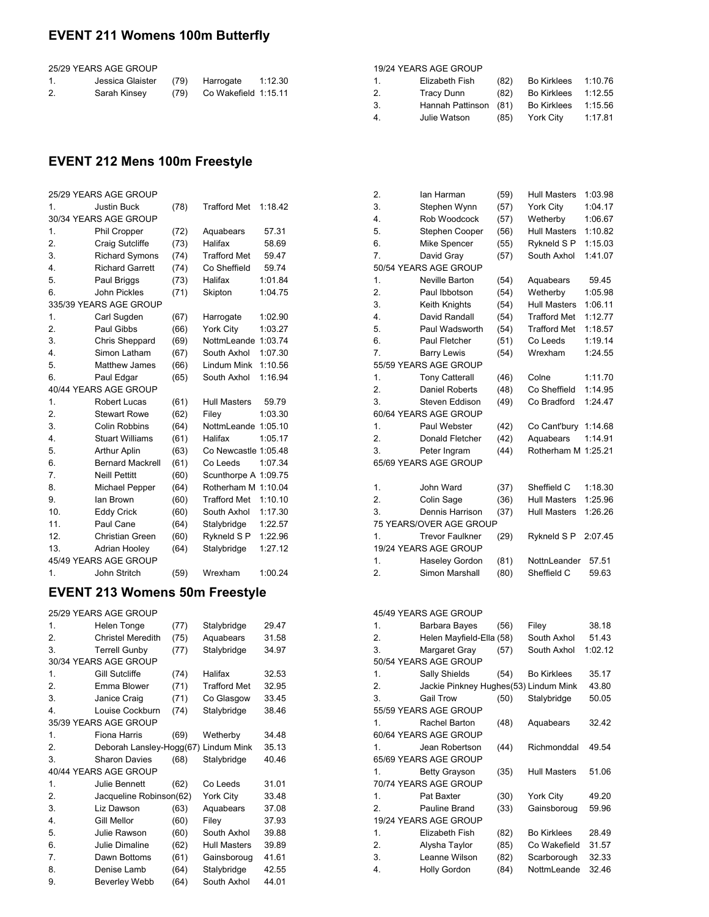## EVENT 211 Womens 100m Butterfly

25/29 YEARS AGE GROUP

| | | | | |
|---|---|---|---|---|
| 1. | Jessica Glaister | (79) | Harrogate | 1:12.30 |
| 2. | Sarah Kinsey | (79) | Co Wakefield | 1:15.11 |

19/24 YEARS AGE GROUP

| | | | | |
|---|---|---|---|---|
| 1. | Elizabeth Fish | (82) | Bo Kirklees | 1:10.76 |
| 2. | Tracy Dunn | (82) | Bo Kirklees | 1:12.55 |
| 3. | Hannah Pattinson | (81) | Bo Kirklees | 1:15.56 |
| 4. | Julie Watson | (85) | York City | 1:17.81 |

## EVENT 212 Mens 100m Freestyle

25/29 YEARS AGE GROUP

| | | | | |
|---|---|---|---|---|
| 1. | Justin Buck | (78) | Trafford Met | 1:18.42 |

30/34 YEARS AGE GROUP

| | | | | |
|---|---|---|---|---|
| 1. | Phil Cropper | (72) | Aquabears | 57.31 |
| 2. | Craig Sutcliffe | (73) | Halifax | 58.69 |
| 3. | Richard Symons | (74) | Trafford Met | 59.47 |
| 4. | Richard Garrett | (74) | Co Sheffield | 59.74 |
| 5. | Paul Briggs | (73) | Halifax | 1:01.84 |
| 6. | John Pickles | (71) | Skipton | 1:04.75 |

335/39 YEARS AGE GROUP

| | | | | |
|---|---|---|---|---|
| 1. | Carl Sugden | (67) | Harrogate | 1:02.90 |
| 2. | Paul Gibbs | (66) | York City | 1:03.27 |
| 3. | Chris Sheppard | (69) | NottmLeande | 1:03.74 |
| 4. | Simon Latham | (67) | South Axhol | 1:07.30 |
| 5. | Matthew James | (66) | Lindum Mink | 1:10.56 |
| 6. | Paul Edgar | (65) | South Axhol | 1:16.94 |

40/44 YEARS AGE GROUP

| | | | | |
|---|---|---|---|---|
| 1. | Robert Lucas | (61) | Hull Masters | 59.79 |
| 2. | Stewart Rowe | (62) | Filey | 1:03.30 |
| 3. | Colin Robbins | (64) | NottmLeande | 1:05.10 |
| 4. | Stuart Williams | (61) | Halifax | 1:05.17 |
| 5. | Arthur Aplin | (63) | Co Newcastle | 1:05.48 |
| 6. | Bernard Mackrell | (61) | Co Leeds | 1:07.34 |
| 7. | Neill Pettitt | (60) | Scunthorpe A | 1:09.75 |
| 8. | Michael Pepper | (64) | Rotherham M | 1:10.04 |
| 9. | Ian Brown | (60) | Trafford Met | 1:10.10 |
| 10. | Eddy Crick | (60) | South Axhol | 1:17.30 |
| 11. | Paul Cane | (64) | Stalybridge | 1:22.57 |
| 12. | Christian Green | (60) | Rykneld S P | 1:22.96 |
| 13. | Adrian Hooley | (64) | Stalybridge | 1:27.12 |

45/49 YEARS AGE GROUP

| | | | | |
|---|---|---|---|---|
| 1. | John Stritch | (59) | Wrexham | 1:00.24 |
| 2. | Ian Harman | (59) | Hull Masters | 1:03.98 |
| 3. | Stephen Wynn | (57) | York City | 1:04.17 |
| 4. | Rob Woodcock | (57) | Wetherby | 1:06.67 |
| 5. | Stephen Cooper | (56) | Hull Masters | 1:10.82 |
| 6. | Mike Spencer | (55) | Rykneld S P | 1:15.03 |
| 7. | David Gray | (57) | South Axhol | 1:41.07 |

50/54 YEARS AGE GROUP

| | | | | |
|---|---|---|---|---|
| 1. | Neville Barton | (54) | Aquabears | 59.45 |
| 2. | Paul Ibbotson | (54) | Wetherby | 1:05.98 |
| 3. | Keith Knights | (54) | Hull Masters | 1:06.11 |
| 4. | David Randall | (54) | Trafford Met | 1:12.77 |
| 5. | Paul Wadsworth | (54) | Trafford Met | 1:18.57 |
| 6. | Paul Fletcher | (51) | Co Leeds | 1:19.14 |
| 7. | Barry Lewis | (54) | Wrexham | 1:24.55 |

55/59 YEARS AGE GROUP

| | | | | |
|---|---|---|---|---|
| 1. | Tony Catterall | (46) | Colne | 1:11.70 |
| 2. | Daniel Roberts | (48) | Co Sheffield | 1:14.95 |
| 3. | Steven Eddison | (49) | Co Bradford | 1:24.47 |

60/64 YEARS AGE GROUP

| | | | | |
|---|---|---|---|---|
| 1. | Paul Webster | (42) | Co Cant'bury | 1:14.68 |
| 2. | Donald Fletcher | (42) | Aquabears | 1:14.91 |
| 3. | Peter Ingram | (44) | Rotherham M | 1:25.21 |

65/69 YEARS AGE GROUP

| | | | | |
|---|---|---|---|---|
| 1. | John Ward | (37) | Sheffield C | 1:18.30 |
| 2. | Colin Sage | (36) | Hull Masters | 1:25.96 |
| 3. | Dennis Harrison | (37) | Hull Masters | 1:26.26 |

75 YEARS/OVER AGE GROUP

| | | | | |
|---|---|---|---|---|
| 1. | Trevor Faulkner | (29) | Rykneld S P | 2:07.45 |

19/24 YEARS AGE GROUP

| | | | | |
|---|---|---|---|---|
| 1. | Haseley Gordon | (81) | NottnLeander | 57.51 |
| 2. | Simon Marshall | (80) | Sheffield C | 59.63 |

## EVENT 213 Womens 50m Freestyle

25/29 YEARS AGE GROUP

| | | | | |
|---|---|---|---|---|
| 1. | Helen Tonge | (77) | Stalybridge | 29.47 |
| 2. | Christel Meredith | (75) | Aquabears | 31.58 |
| 3. | Terrell Gunby | (77) | Stalybridge | 34.97 |

30/34 YEARS AGE GROUP

| | | | | |
|---|---|---|---|---|
| 1. | Gill Sutcliffe | (74) | Halifax | 32.53 |
| 2. | Emma Blower | (71) | Trafford Met | 32.95 |
| 3. | Janice Craig | (71) | Co Glasgow | 33.45 |
| 4. | Louise Cockburn | (74) | Stalybridge | 38.46 |

35/39 YEARS AGE GROUP

| | | | | |
|---|---|---|---|---|
| 1. | Fiona Harris | (69) | Wetherby | 34.48 |
| 2. | Deborah Lansley-Hogg | (67) | Lindum Mink | 35.13 |
| 3. | Sharon Davies | (68) | Stalybridge | 40.46 |

40/44 YEARS AGE GROUP

| | | | | |
|---|---|---|---|---|
| 1. | Julie Bennett | (62) | Co Leeds | 31.01 |
| 2. | Jacqueline Robinson | (62) | York City | 33.48 |
| 3. | Liz Dawson | (63) | Aquabears | 37.08 |
| 4. | Gill Mellor | (60) | Filey | 37.93 |
| 5. | Julie Rawson | (60) | South Axhol | 39.88 |
| 6. | Julie Dimaline | (62) | Hull Masters | 39.89 |
| 7. | Dawn Bottoms | (61) | Gainsboroug | 41.61 |
| 8. | Denise Lamb | (64) | Stalybridge | 42.55 |
| 9. | Beverley Webb | (64) | South Axhol | 44.01 |

45/49 YEARS AGE GROUP

| | | | | |
|---|---|---|---|---|
| 1. | Barbara Bayes | (56) | Filey | 38.18 |
| 2. | Helen Mayfield-Ella | (58) | South Axhol | 51.43 |
| 3. | Margaret Gray | (57) | South Axhol | 1:02.12 |

50/54 YEARS AGE GROUP

| | | | | |
|---|---|---|---|---|
| 1. | Sally Shields | (54) | Bo Kirklees | 35.17 |
| 2. | Jackie Pinkney Hughes | (53) | Lindum Mink | 43.80 |
| 3. | Gail Trow | (50) | Stalybridge | 50.05 |

55/59 YEARS AGE GROUP

| | | | | |
|---|---|---|---|---|
| 1. | Rachel Barton | (48) | Aquabears | 32.42 |

60/64 YEARS AGE GROUP

| | | | | |
|---|---|---|---|---|
| 1. | Jean Robertson | (44) | Richmonddal | 49.54 |

65/69 YEARS AGE GROUP

| | | | | |
|---|---|---|---|---|
| 1. | Betty Grayson | (35) | Hull Masters | 51.06 |

70/74 YEARS AGE GROUP

| | | | | |
|---|---|---|---|---|
| 1. | Pat Baxter | (30) | York City | 49.20 |
| 2. | Pauline Brand | (33) | Gainsboroug | 59.96 |

19/24 YEARS AGE GROUP

| | | | | |
|---|---|---|---|---|
| 1. | Elizabeth Fish | (82) | Bo Kirklees | 28.49 |
| 2. | Alysha Taylor | (85) | Co Wakefield | 31.57 |
| 3. | Leanne Wilson | (82) | Scarborough | 32.33 |
| 4. | Holly Gordon | (84) | NottmLeande | 32.46 |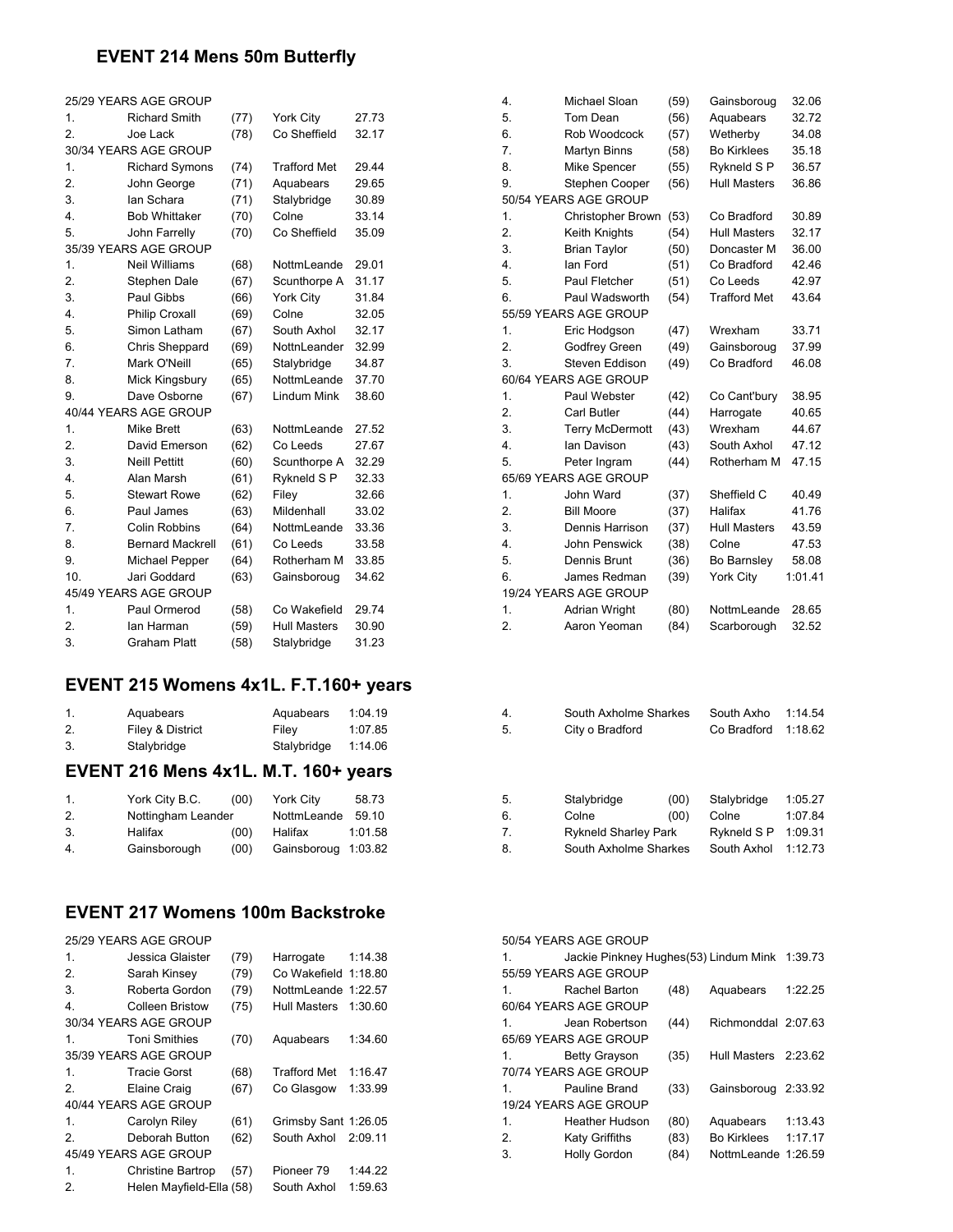## EVENT 214 Mens 50m Butterfly

| Place | Name | Age | Club | Time |
|---|---|---|---|---|
| 25/29 YEARS AGE GROUP | | | | |
| 1. | Richard Smith | (77) | York City | 27.73 |
| 2. | Joe Lack | (78) | Co Sheffield | 32.17 |
| 30/34 YEARS AGE GROUP | | | | |
| 1. | Richard Symons | (74) | Trafford Met | 29.44 |
| 2. | John George | (71) | Aquabears | 29.65 |
| 3. | Ian Schara | (71) | Stalybridge | 30.89 |
| 4. | Bob Whittaker | (70) | Colne | 33.14 |
| 5. | John Farrelly | (70) | Co Sheffield | 35.09 |
| 35/39 YEARS AGE GROUP | | | | |
| 1. | Neil Williams | (68) | NottmLeande | 29.01 |
| 2. | Stephen Dale | (67) | Scunthorpe A | 31.17 |
| 3. | Paul Gibbs | (66) | York City | 31.84 |
| 4. | Philip Croxall | (69) | Colne | 32.05 |
| 5. | Simon Latham | (67) | South Axhol | 32.17 |
| 6. | Chris Sheppard | (69) | NottnLeander | 32.99 |
| 7. | Mark O'Neill | (65) | Stalybridge | 34.87 |
| 8. | Mick Kingsbury | (65) | NottmLeande | 37.70 |
| 9. | Dave Osborne | (67) | Lindum Mink | 38.60 |
| 40/44 YEARS AGE GROUP | | | | |
| 1. | Mike Brett | (63) | NottmLeande | 27.52 |
| 2. | David Emerson | (62) | Co Leeds | 27.67 |
| 3. | Neill Pettitt | (60) | Scunthorpe A | 32.29 |
| 4. | Alan Marsh | (61) | Rykneld S P | 32.33 |
| 5. | Stewart Rowe | (62) | Filey | 32.66 |
| 6. | Paul James | (63) | Mildenhall | 33.02 |
| 7. | Colin Robbins | (64) | NottmLeande | 33.36 |
| 8. | Bernard Mackrell | (61) | Co Leeds | 33.58 |
| 9. | Michael Pepper | (64) | Rotherham M | 33.85 |
| 10. | Jari Goddard | (63) | Gainsboroug | 34.62 |
| 45/49 YEARS AGE GROUP | | | | |
| 1. | Paul Ormerod | (58) | Co Wakefield | 29.74 |
| 2. | Ian Harman | (59) | Hull Masters | 30.90 |
| 3. | Graham Platt | (58) | Stalybridge | 31.23 |
| 4. | Michael Sloan | (59) | Gainsboroug | 32.06 |
| 5. | Tom Dean | (56) | Aquabears | 32.72 |
| 6. | Rob Woodcock | (57) | Wetherby | 34.08 |
| 7. | Martyn Binns | (58) | Bo Kirklees | 35.18 |
| 8. | Mike Spencer | (55) | Rykneld S P | 36.57 |
| 9. | Stephen Cooper | (56) | Hull Masters | 36.86 |
| 50/54 YEARS AGE GROUP | | | | |
| 1. | Christopher Brown | (53) | Co Bradford | 30.89 |
| 2. | Keith Knights | (54) | Hull Masters | 32.17 |
| 3. | Brian Taylor | (50) | Doncaster M | 36.00 |
| 4. | Ian Ford | (51) | Co Bradford | 42.46 |
| 5. | Paul Fletcher | (51) | Co Leeds | 42.97 |
| 6. | Paul Wadsworth | (54) | Trafford Met | 43.64 |
| 55/59 YEARS AGE GROUP | | | | |
| 1. | Eric Hodgson | (47) | Wrexham | 33.71 |
| 2. | Godfrey Green | (49) | Gainsboroug | 37.99 |
| 3. | Steven Eddison | (49) | Co Bradford | 46.08 |
| 60/64 YEARS AGE GROUP | | | | |
| 1. | Paul Webster | (42) | Co Cant'bury | 38.95 |
| 2. | Carl Butler | (44) | Harrogate | 40.65 |
| 3. | Terry McDermott | (43) | Wrexham | 44.67 |
| 4. | Ian Davison | (43) | South Axhol | 47.12 |
| 5. | Peter Ingram | (44) | Rotherham M | 47.15 |
| 65/69 YEARS AGE GROUP | | | | |
| 1. | John Ward | (37) | Sheffield C | 40.49 |
| 2. | Bill Moore | (37) | Halifax | 41.76 |
| 3. | Dennis Harrison | (37) | Hull Masters | 43.59 |
| 4. | John Penswick | (38) | Colne | 47.53 |
| 5. | Dennis Brunt | (36) | Bo Barnsley | 58.08 |
| 6. | James Redman | (39) | York City | 1:01.41 |
| 19/24 YEARS AGE GROUP | | | | |
| 1. | Adrian Wright | (80) | NottmLeande | 28.65 |
| 2. | Aaron Yeoman | (84) | Scarborough | 32.52 |

## EVENT 215 Womens 4x1L. F.T.160+ years

| Place | Team | Club | Time |
|---|---|---|---|
| 1. | Aquabears | Aquabears | 1:04.19 |
| 2. | Filey & District | Filey | 1:07.85 |
| 3. | Stalybridge | Stalybridge | 1:14.06 |
| 4. | South Axholme Sharkes | South Axho | 1:14.54 |
| 5. | City o Bradford | Co Bradford | 1:18.62 |

## EVENT 216 Mens 4x1L. M.T. 160+ years

| Place | Team | | Club | Time |
|---|---|---|---|---|
| 1. | York City B.C. | (00) | York City | 58.73 |
| 2. | Nottingham Leander | | NottmLeande | 59.10 |
| 3. | Halifax | (00) | Halifax | 1:01.58 |
| 4. | Gainsborough | (00) | Gainsboroug | 1:03.82 |
| 5. | Stalybridge | (00) | Stalybridge | 1:05.27 |
| 6. | Colne | (00) | Colne | 1:07.84 |
| 7. | Rykneld Sharley Park | | Rykneld S P | 1:09.31 |
| 8. | South Axholme Sharkes | | South Axhol | 1:12.73 |

## EVENT 217 Womens 100m Backstroke

| Place | Name | Age | Club | Time |
|---|---|---|---|---|
| 25/29 YEARS AGE GROUP | | | | |
| 1. | Jessica Glaister | (79) | Harrogate | 1:14.38 |
| 2. | Sarah Kinsey | (79) | Co Wakefield | 1:18.80 |
| 3. | Roberta Gordon | (79) | NottmLeande | 1:22.57 |
| 4. | Colleen Bristow | (75) | Hull Masters | 1:30.60 |
| 30/34 YEARS AGE GROUP | | | | |
| 1. | Toni Smithies | (70) | Aquabears | 1:34.60 |
| 35/39 YEARS AGE GROUP | | | | |
| 1. | Tracie Gorst | (68) | Trafford Met | 1:16.47 |
| 2. | Elaine Craig | (67) | Co Glasgow | 1:33.99 |
| 40/44 YEARS AGE GROUP | | | | |
| 1. | Carolyn Riley | (61) | Grimsby Sant | 1:26.05 |
| 2. | Deborah Button | (62) | South Axhol | 2:09.11 |
| 45/49 YEARS AGE GROUP | | | | |
| 1. | Christine Bartrop | (57) | Pioneer 79 | 1:44.22 |
| 2. | Helen Mayfield-Ella | (58) | South Axhol | 1:59.63 |
| 50/54 YEARS AGE GROUP | | | | |
| 1. | Jackie Pinkney Hughes | (53) | Lindum Mink | 1:39.73 |
| 55/59 YEARS AGE GROUP | | | | |
| 1. | Rachel Barton | (48) | Aquabears | 1:22.25 |
| 60/64 YEARS AGE GROUP | | | | |
| 1. | Jean Robertson | (44) | Richmonddal | 2:07.63 |
| 65/69 YEARS AGE GROUP | | | | |
| 1. | Betty Grayson | (35) | Hull Masters | 2:23.62 |
| 70/74 YEARS AGE GROUP | | | | |
| 1. | Pauline Brand | (33) | Gainsboroug | 2:33.92 |
| 19/24 YEARS AGE GROUP | | | | |
| 1. | Heather Hudson | (80) | Aquabears | 1:13.43 |
| 2. | Katy Griffiths | (83) | Bo Kirklees | 1:17.17 |
| 3. | Holly Gordon | (84) | NottmLeande | 1:26.59 |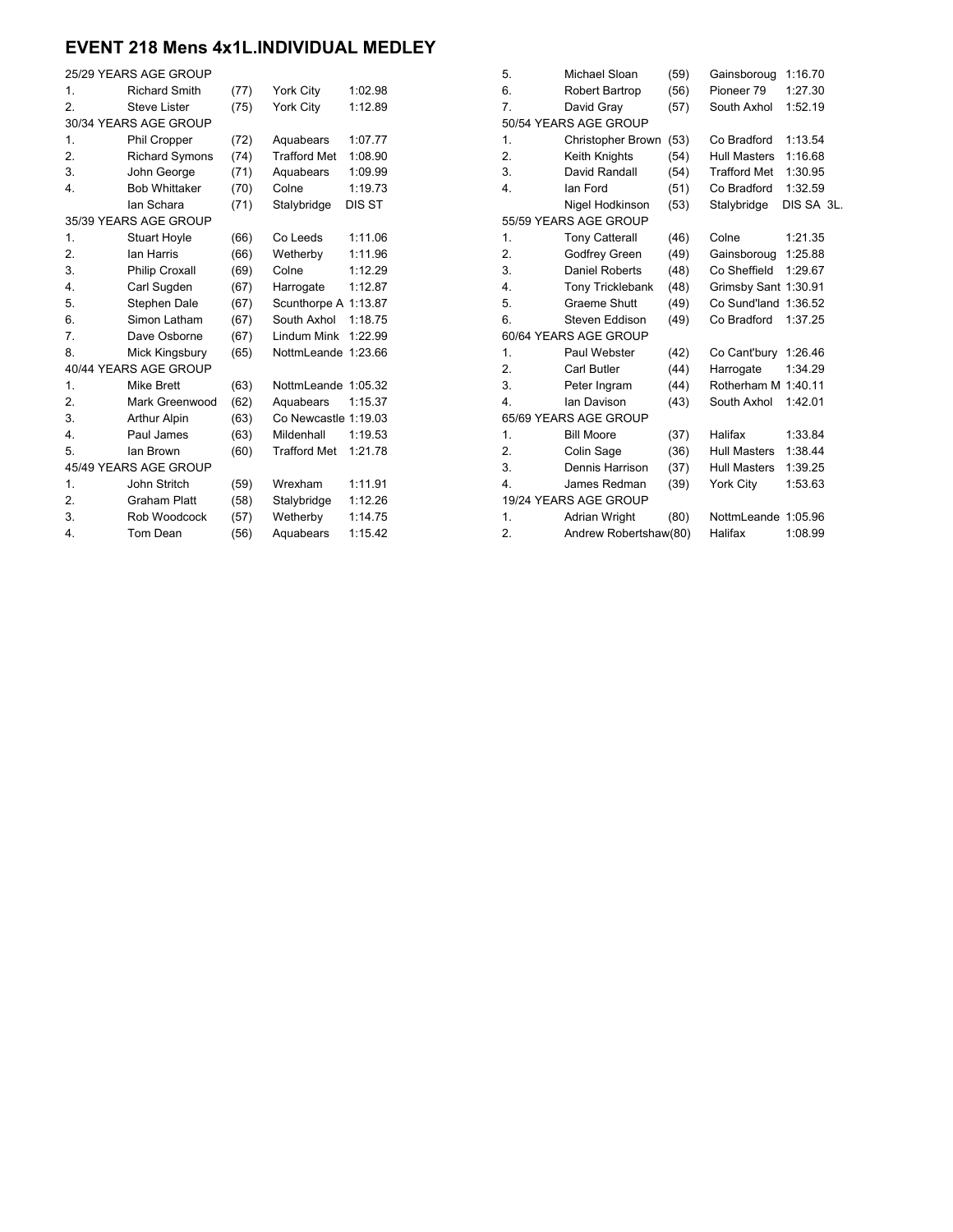# EVENT 218 Mens 4x1L.INDIVIDUAL MEDLEY

25/29 YEARS AGE GROUP

| | | | | |
|---|---|---|---|---|
| 1. | Richard Smith | (77) | York City | 1:02.98 |
| 2. | Steve Lister | (75) | York City | 1:12.89 |

30/34 YEARS AGE GROUP

| | | | | |
|---|---|---|---|---|
| 1. | Phil Cropper | (72) | Aquabears | 1:07.77 |
| 2. | Richard Symons | (74) | Trafford Met | 1:08.90 |
| 3. | John George | (71) | Aquabears | 1:09.99 |
| 4. | Bob Whittaker | (70) | Colne | 1:19.73 |
| | Ian Schara | (71) | Stalybridge | DIS ST |

35/39 YEARS AGE GROUP

| | | | | |
|---|---|---|---|---|
| 1. | Stuart Hoyle | (66) | Co Leeds | 1:11.06 |
| 2. | Ian Harris | (66) | Wetherby | 1:11.96 |
| 3. | Philip Croxall | (69) | Colne | 1:12.29 |
| 4. | Carl Sugden | (67) | Harrogate | 1:12.87 |
| 5. | Stephen Dale | (67) | Scunthorpe A | 1:13.87 |
| 6. | Simon Latham | (67) | South Axhol | 1:18.75 |
| 7. | Dave Osborne | (67) | Lindum Mink | 1:22.99 |
| 8. | Mick Kingsbury | (65) | NottmLeande | 1:23.66 |

40/44 YEARS AGE GROUP

| | | | | |
|---|---|---|---|---|
| 1. | Mike Brett | (63) | NottmLeande | 1:05.32 |
| 2. | Mark Greenwood | (62) | Aquabears | 1:15.37 |
| 3. | Arthur Alpin | (63) | Co Newcastle | 1:19.03 |
| 4. | Paul James | (63) | Mildenhall | 1:19.53 |
| 5. | Ian Brown | (60) | Trafford Met | 1:21.78 |

45/49 YEARS AGE GROUP

| | | | | |
|---|---|---|---|---|
| 1. | John Stritch | (59) | Wrexham | 1:11.91 |
| 2. | Graham Platt | (58) | Stalybridge | 1:12.26 |
| 3. | Rob Woodcock | (57) | Wetherby | 1:14.75 |
| 4. | Tom Dean | (56) | Aquabears | 1:15.42 |
| 5. | Michael Sloan | (59) | Gainsboroug | 1:16.70 |
| 6. | Robert Bartrop | (56) | Pioneer 79 | 1:27.30 |
| 7. | David Gray | (57) | South Axhol | 1:52.19 |

50/54 YEARS AGE GROUP

| | | | | |
|---|---|---|---|---|
| 1. | Christopher Brown | (53) | Co Bradford | 1:13.54 |
| 2. | Keith Knights | (54) | Hull Masters | 1:16.68 |
| 3. | David Randall | (54) | Trafford Met | 1:30.95 |
| 4. | Ian Ford | (51) | Co Bradford | 1:32.59 |
| | Nigel Hodkinson | (53) | Stalybridge | DIS SA 3L. |

55/59 YEARS AGE GROUP

| | | | | |
|---|---|---|---|---|
| 1. | Tony Catterall | (46) | Colne | 1:21.35 |
| 2. | Godfrey Green | (49) | Gainsboroug | 1:25.88 |
| 3. | Daniel Roberts | (48) | Co Sheffield | 1:29.67 |
| 4. | Tony Tricklebank | (48) | Grimsby Sant | 1:30.91 |
| 5. | Graeme Shutt | (49) | Co Sund'land | 1:36.52 |
| 6. | Steven Eddison | (49) | Co Bradford | 1:37.25 |

60/64 YEARS AGE GROUP

| | | | | |
|---|---|---|---|---|
| 1. | Paul Webster | (42) | Co Cant'bury | 1:26.46 |
| 2. | Carl Butler | (44) | Harrogate | 1:34.29 |
| 3. | Peter Ingram | (44) | Rotherham M | 1:40.11 |
| 4. | Ian Davison | (43) | South Axhol | 1:42.01 |

65/69 YEARS AGE GROUP

| | | | | |
|---|---|---|---|---|
| 1. | Bill Moore | (37) | Halifax | 1:33.84 |
| 2. | Colin Sage | (36) | Hull Masters | 1:38.44 |
| 3. | Dennis Harrison | (37) | Hull Masters | 1:39.25 |
| 4. | James Redman | (39) | York City | 1:53.63 |

19/24 YEARS AGE GROUP

| | | | | |
|---|---|---|---|---|
| 1. | Adrian Wright | (80) | NottmLeande | 1:05.96 |
| 2. | Andrew Robertshaw | (80) | Halifax | 1:08.99 |